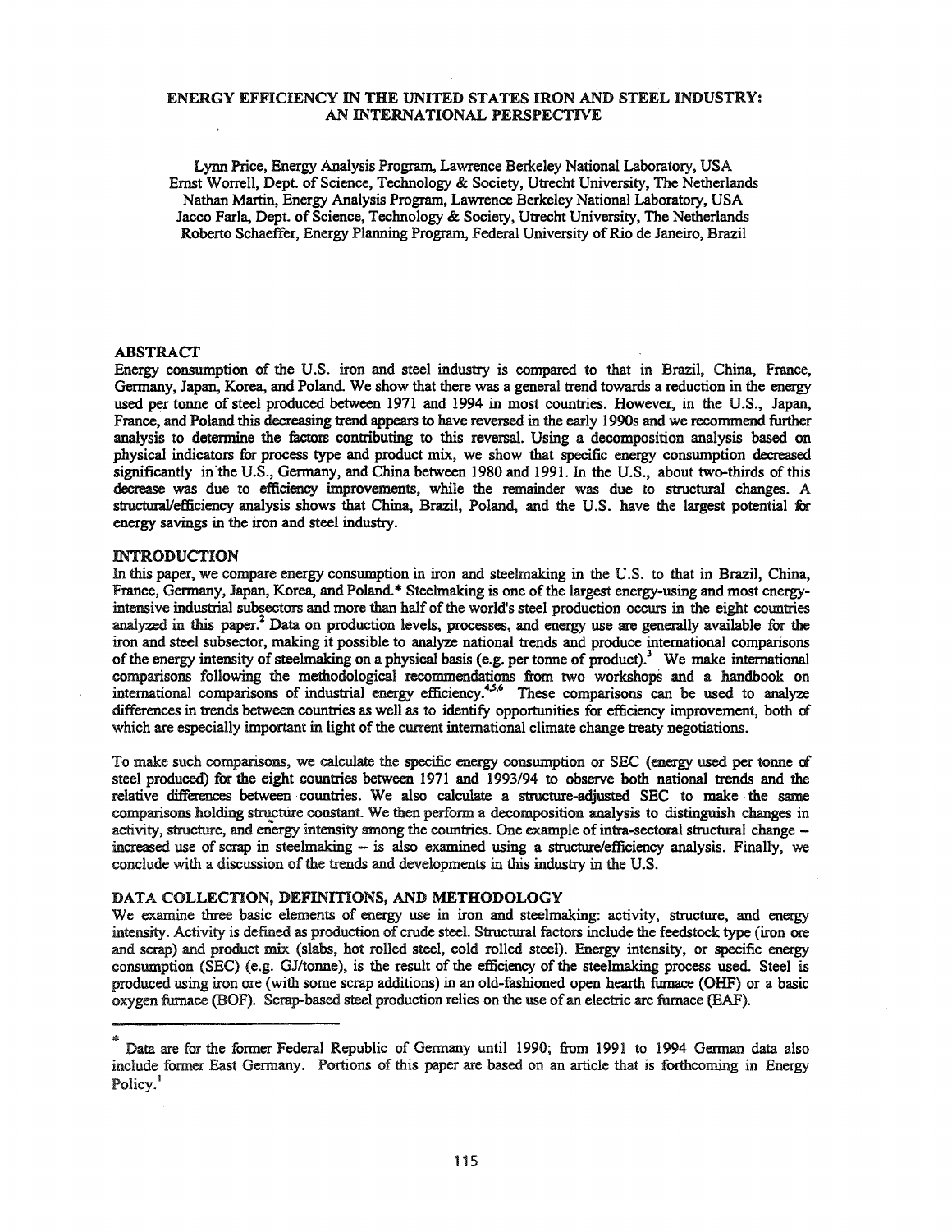# ENERGY EFFICIENCY IN THE UNITED STATES IRON AND STEEL INDUSTRY: AN INTERNATIONAL PERSPECTIVE

Lynn Price, Energy Analysis Program, Lawrence Berkeley National Laboratory, USA
Ernst Worrell, Dept. of Science, Technology & Society, Utrecht University, The Netherlands
Nathan Martin, Energy Analysis Program, Lawrence Berkeley National Laboratory, USA
Jacco Farla, Dept. of Science, Technology & Society, Utrecht University, The Netherlands
Roberto Schaeffer, Energy Planning Program, Federal University of Rio de Janeiro, Brazil

## ABSTRACT

Energy consumption of the U.S. iron and steel industry is compared to that in Brazil, China, France, Germany, Japan, Korea, and Poland. We show that there was a general trend towards a reduction in the energy used per tonne of steel produced between 1971 and 1994 in most countries. However, in the U.S., Japan, France, and Poland this decreasing trend appears to have reversed in the early 1990s and we recommend further analysis to determine the factors contributing to this reversal. Using a decomposition analysis based on physical indicators for process type and product mix, we show that specific energy consumption decreased significantly in the U.S., Germany, and China between 1980 and 1991. In the U.S., about two-thirds of this decrease was due to efficiency improvements, while the remainder was due to structural changes. A structural/efficiency analysis shows that China, Brazil, Poland, and the U.S. have the largest potential for energy savings in the iron and steel industry.

## INTRODUCTION

In this paper, we compare energy consumption in iron and steelmaking in the U.S. to that in Brazil, China, France, Germany, Japan, Korea, and Poland.* Steelmaking is one of the largest energy-using and most energy-intensive industrial subsectors and more than half of the world's steel production occurs in the eight countries analyzed in this paper.[2] Data on production levels, processes, and energy use are generally available for the iron and steel subsector, making it possible to analyze national trends and produce international comparisons of the energy intensity of steelmaking on a physical basis (e.g. per tonne of product).[3] We make international comparisons following the methodological recommendations from two workshops and a handbook on international comparisons of industrial energy efficiency.[4,5,6] These comparisons can be used to analyze differences in trends between countries as well as to identify opportunities for efficiency improvement, both of which are especially important in light of the current international climate change treaty negotiations.

To make such comparisons, we calculate the specific energy consumption or SEC (energy used per tonne of steel produced) for the eight countries between 1971 and 1993/94 to observe both national trends and the relative differences between countries. We also calculate a structure-adjusted SEC to make the same comparisons holding structure constant. We then perform a decomposition analysis to distinguish changes in activity, structure, and energy intensity among the countries. One example of intra-sectoral structural change – increased use of scrap in steelmaking – is also examined using a structure/efficiency analysis. Finally, we conclude with a discussion of the trends and developments in this industry in the U.S.

## DATA COLLECTION, DEFINITIONS, AND METHODOLOGY

We examine three basic elements of energy use in iron and steelmaking: activity, structure, and energy intensity. Activity is defined as production of crude steel. Structural factors include the feedstock type (iron ore and scrap) and product mix (slabs, hot rolled steel, cold rolled steel). Energy intensity, or specific energy consumption (SEC) (e.g. GJ/tonne), is the result of the efficiency of the steelmaking process used. Steel is produced using iron ore (with some scrap additions) in an old-fashioned open hearth furnace (OHF) or a basic oxygen furnace (BOF). Scrap-based steel production relies on the use of an electric arc furnace (EAF).

---

* Data are for the former Federal Republic of Germany until 1990; from 1991 to 1994 German data also include former East Germany. Portions of this paper are based on an article that is forthcoming in Energy Policy.[1]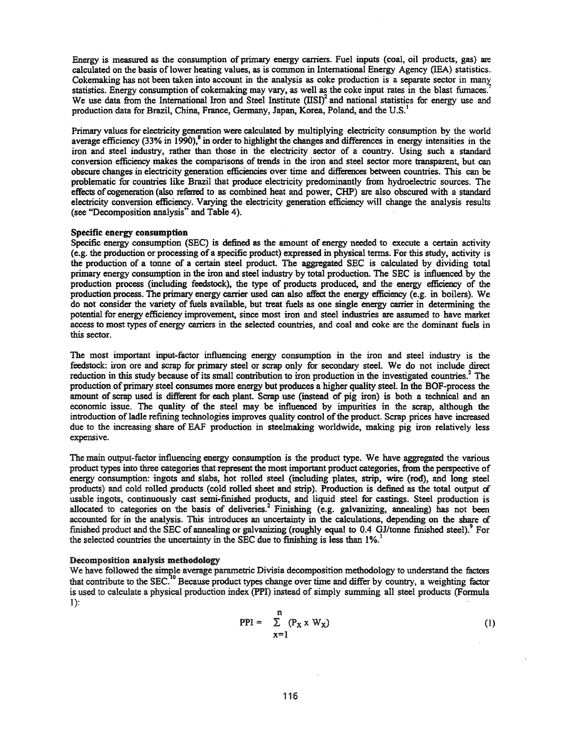Energy is measured as the consumption of primary energy carriers. Fuel inputs (coal, oil products, gas) are calculated on the basis of lower heating values, as is common in International Energy Agency (IEA) statistics. Cokemaking has not been taken into account in the analysis as coke production is a separate sector in many statistics. Energy consumption of cokemaking may vary, as well as the coke input rates in the blast furnaces.[7] We use data from the International Iron and Steel Institute (IISI)[2] and national statistics for energy use and production data for Brazil, China, France, Germany, Japan, Korea, Poland, and the U.S.[1]

Primary values for electricity generation were calculated by multiplying electricity consumption by the world average efficiency (33% in 1990),[8] in order to highlight the changes and differences in energy intensities in the iron and steel industry, rather than those in the electricity sector of a country. Using such a standard conversion efficiency makes the comparisons of trends in the iron and steel sector more transparent, but can obscure changes in electricity generation efficiencies over time and differences between countries. This can be problematic for countries like Brazil that produce electricity predominantly from hydroelectric sources. The effects of cogeneration (also referred to as combined heat and power, CHP) are also obscured with a standard electricity conversion efficiency. Varying the electricity generation efficiency will change the analysis results (see "Decomposition analysis" and Table 4).

### Specific energy consumption

Specific energy consumption (SEC) is defined as the amount of energy needed to execute a certain activity (e.g. the production or processing of a specific product) expressed in physical terms. For this study, activity is the production of a tonne of a certain steel product. The aggregated SEC is calculated by dividing total primary energy consumption in the iron and steel industry by total production. The SEC is influenced by the production process (including feedstock), the type of products produced, and the energy efficiency of the production process. The primary energy carrier used can also affect the energy efficiency (e.g. in boilers). We do not consider the variety of fuels available, but treat fuels as one single energy carrier in determining the potential for energy efficiency improvement, since most iron and steel industries are assumed to have market access to most types of energy carriers in the selected countries, and coal and coke are the dominant fuels in this sector.

The most important input-factor influencing energy consumption in the iron and steel industry is the feedstock: iron ore and scrap for primary steel or scrap only for secondary steel. We do not include direct reduction in this study because of its small contribution to iron production in the investigated countries.[2] The production of primary steel consumes more energy but produces a higher quality steel. In the BOF-process the amount of scrap used is different for each plant. Scrap use (instead of pig iron) is both a technical and an economic issue. The quality of the steel may be influenced by impurities in the scrap, although the introduction of ladle refining technologies improves quality control of the product. Scrap prices have increased due to the increasing share of EAF production in steelmaking worldwide, making pig iron relatively less expensive.

The main output-factor influencing energy consumption is the product type. We have aggregated the various product types into three categories that represent the most important product categories, from the perspective of energy consumption: ingots and slabs, hot rolled steel (including plates, strip, wire (rod), and long steel products) and cold rolled products (cold rolled sheet and strip). Production is defined as the total output of usable ingots, continuously cast semi-finished products, and liquid steel for castings. Steel production is allocated to categories on the basis of deliveries.[2] Finishing (e.g. galvanizing, annealing) has not been accounted for in the analysis. This introduces an uncertainty in the calculations, depending on the share of finished product and the SEC of annealing or galvanizing (roughly equal to 0.4 GJ/tonne finished steel).[9] For the selected countries the uncertainty in the SEC due to finishing is less than 1%.[1]

### Decomposition analysis methodology

We have followed the simple average parametric Divisia decomposition methodology to understand the factors that contribute to the SEC.[10] Because product types change over time and differ by country, a weighting factor is used to calculate a physical production index (PPI) instead of simply summing all steel products (Formula 1):

$$PPI = \sum_{x=1}^{n} (P_X \times W_X) \tag{1}$$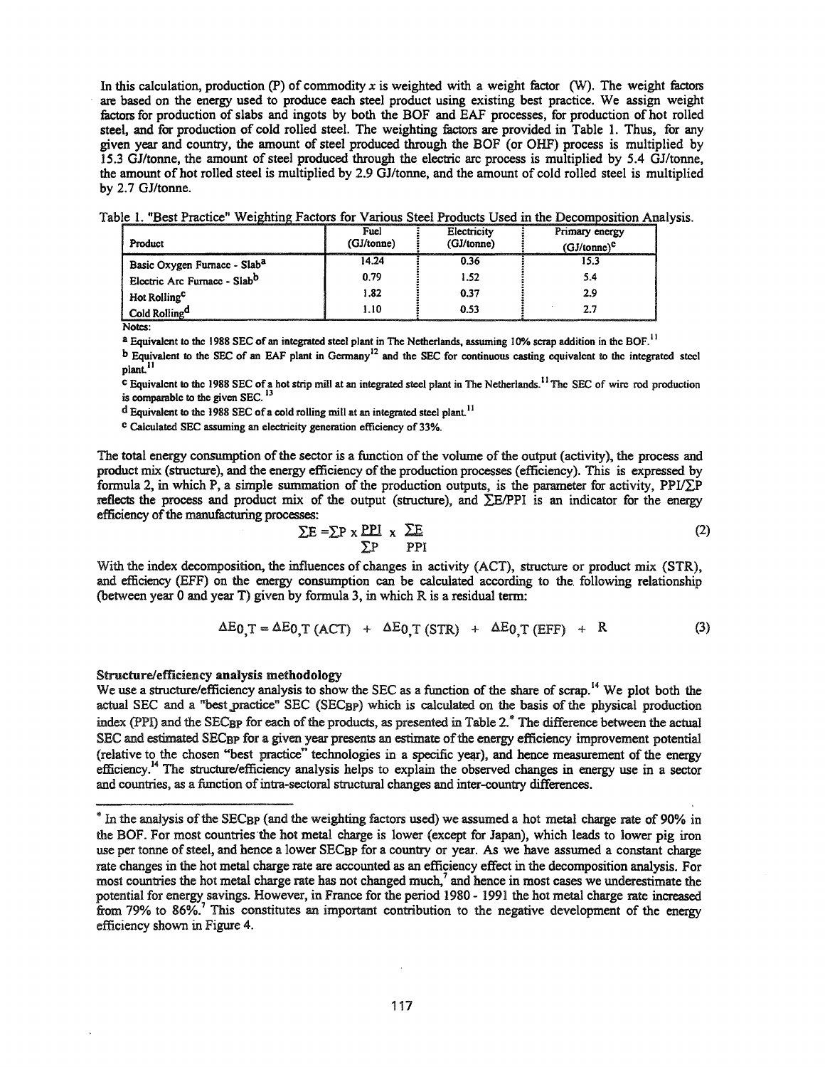In this calculation, production (P) of commodity $x$ is weighted with a weight factor (W). The weight factors are based on the energy used to produce each steel product using existing best practice. We assign weight factors for production of slabs and ingots by both the BOF and EAF processes, for production of hot rolled steel, and for production of cold rolled steel. The weighting factors are provided in Table 1. Thus, for any given year and country, the amount of steel produced through the BOF (or OHF) process is multiplied by 15.3 GJ/tonne, the amount of steel produced through the electric arc process is multiplied by 5.4 GJ/tonne, the amount of hot rolled steel is multiplied by 2.9 GJ/tonne, and the amount of cold rolled steel is multiplied by 2.7 GJ/tonne.

Table 1. "Best Practice" Weighting Factors for Various Steel Products Used in the Decomposition Analysis.

| Product | Fuel (GJ/tonne) | Electricity (GJ/tonne) | Primary energy (GJ/tonne)[e] |
|---|---|---|---|
| Basic Oxygen Furnace - Slab[a] | 14.24 | 0.36 | 15.3 |
| Electric Arc Furnace - Slab[b] | 0.79 | 1.52 | 5.4 |
| Hot Rolling[c] | 1.82 | 0.37 | 2.9 |
| Cold Rolling[d] | 1.10 | 0.53 | 2.7 |

Notes:

[a] Equivalent to the 1988 SEC of an integrated steel plant in The Netherlands, assuming 10% scrap addition in the BOF.[11]

[b] Equivalent to the SEC of an EAF plant in Germany[12] and the SEC for continuous casting equivalent to the integrated steel plant.[11]

[c] Equivalent to the 1988 SEC of a hot strip mill at an integrated steel plant in The Netherlands.[11] The SEC of wire rod production is comparable to the given SEC.[13]

[d] Equivalent to the 1988 SEC of a cold rolling mill at an integrated steel plant.[11]

[e] Calculated SEC assuming an electricity generation efficiency of 33%.

The total energy consumption of the sector is a function of the volume of the output (activity), the process and product mix (structure), and the energy efficiency of the production processes (efficiency). This is expressed by formula 2, in which P, a simple summation of the production outputs, is the parameter for activity, $PPI/\Sigma P$ reflects the process and product mix of the output (structure), and $\Sigma E/PPI$ is an indicator for the energy efficiency of the manufacturing processes:

$$\Sigma E = \Sigma P \times \frac{PPI}{\Sigma P} \times \frac{\Sigma E}{PPI} \tag{2}$$

With the index decomposition, the influences of changes in activity (ACT), structure or product mix (STR), and efficiency (EFF) on the energy consumption can be calculated according to the following relationship (between year 0 and year T) given by formula 3, in which R is a residual term:

$$\Delta E_{0,T} = \Delta E_{0,T}(ACT) + \Delta E_{0,T}(STR) + \Delta E_{0,T}(EFF) + R \tag{3}$$

**Structure/efficiency analysis methodology**

We use a structure/efficiency analysis to show the SEC as a function of the share of scrap.[14] We plot both the actual SEC and a "best practice" SEC ($SEC_{BP}$) which is calculated on the basis of the physical production index (PPI) and the $SEC_{BP}$ for each of the products, as presented in Table 2.* The difference between the actual SEC and estimated $SEC_{BP}$ for a given year presents an estimate of the energy efficiency improvement potential (relative to the chosen "best practice" technologies in a specific year), and hence measurement of the energy efficiency.[14] The structure/efficiency analysis helps to explain the observed changes in energy use in a sector and countries, as a function of intra-sectoral structural changes and inter-country differences.

---

\* In the analysis of the $SEC_{BP}$ (and the weighting factors used) we assumed a hot metal charge rate of 90% in the BOF. For most countries the hot metal charge is lower (except for Japan), which leads to lower pig iron use per tonne of steel, and hence a lower $SEC_{BP}$ for a country or year. As we have assumed a constant charge rate changes in the hot metal charge rate are accounted as an efficiency effect in the decomposition analysis. For most countries the hot metal charge rate has not changed much,[7] and hence in most cases we underestimate the potential for energy savings. However, in France for the period 1980 - 1991 the hot metal charge rate increased from 79% to 86%.[7] This constitutes an important contribution to the negative development of the energy efficiency shown in Figure 4.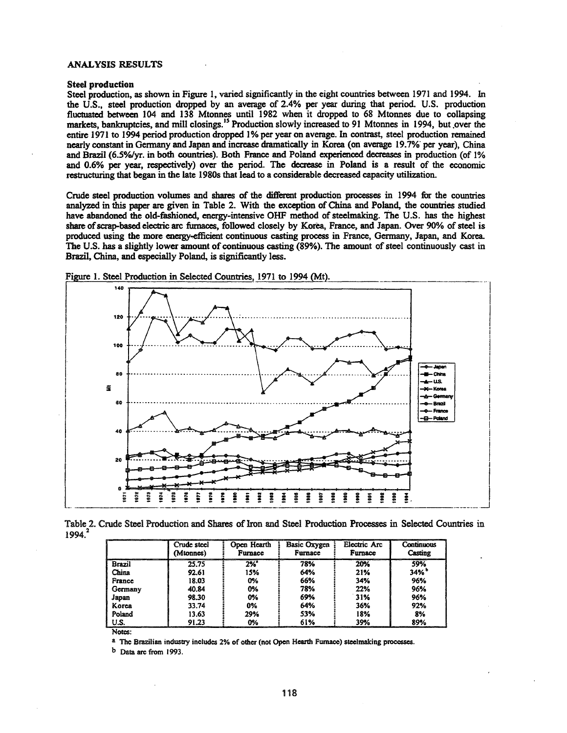## ANALYSIS RESULTS

### Steel production

Steel production, as shown in Figure 1, varied significantly in the eight countries between 1971 and 1994. In the U.S., steel production dropped by an average of 2.4% per year during that period. U.S. production fluctuated between 104 and 138 Mtonnes until 1982 when it dropped to 68 Mtonnes due to collapsing markets, bankruptcies, and mill closings.[15] Production slowly increased to 91 Mtonnes in 1994, but over the entire 1971 to 1994 period production dropped 1% per year on average. In contrast, steel production remained nearly constant in Germany and Japan and increase dramatically in Korea (on average 19.7% per year), China and Brazil (6.5%/yr. in both countries). Both France and Poland experienced decreases in production (of 1% and 0.6% per year, respectively) over the period. The decrease in Poland is a result of the economic restructuring that began in the late 1980s that lead to a considerable decreased capacity utilization.

Crude steel production volumes and shares of the different production processes in 1994 for the countries analyzed in this paper are given in Table 2. With the exception of China and Poland, the countries studied have abandoned the old-fashioned, energy-intensive OHF method of steelmaking. The U.S. has the highest share of scrap-based electric arc furnaces, followed closely by Korea, France, and Japan. Over 90% of steel is produced using the more energy-efficient continuous casting process in France, Germany, Japan, and Korea. The U.S. has a slightly lower amount of continuous casting (89%). The amount of steel continuously cast in Brazil, China, and especially Poland, is significantly less.

Figure 1. Steel Production in Selected Countries, 1971 to 1994 (Mt).

Table 2. Crude Steel Production and Shares of Iron and Steel Production Processes in Selected Countries in 1994.[2]

| | Crude steel (Mtonnes) | Open Hearth Furnace | Basic Oxygen Furnace | Electric Arc Furnace | Continuous Casting |
|---|---|---|---|---|---|
| Brazil | 25.75 | 2%[a] | 78% | 20% | 59% |
| China | 92.61 | 15% | 64% | 21% | 34%[b] |
| France | 18.03 | 0% | 66% | 34% | 96% |
| Germany | 40.84 | 0% | 78% | 22% | 96% |
| Japan | 98.30 | 0% | 69% | 31% | 96% |
| Korea | 33.74 | 0% | 64% | 36% | 92% |
| Poland | 13.63 | 29% | 53% | 18% | 8% |
| U.S. | 91.23 | 0% | 61% | 39% | 89% |

Notes:

[a] The Brazilian industry includes 2% of other (not Open Hearth Furnace) steelmaking processes.

[b] Data are from 1993.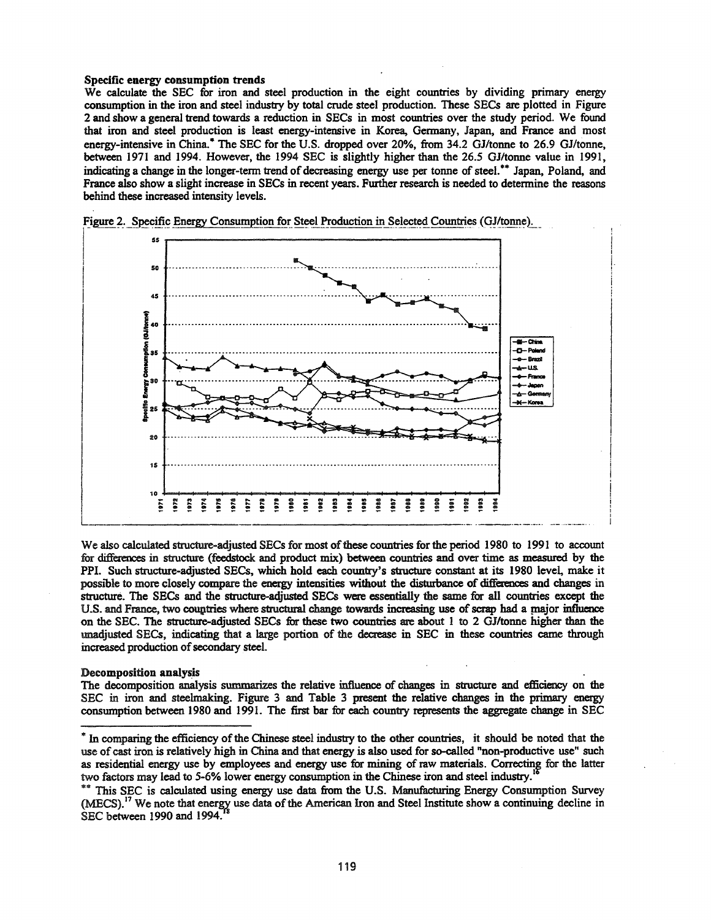**Specific energy consumption trends**

We calculate the SEC for iron and steel production in the eight countries by dividing primary energy consumption in the iron and steel industry by total crude steel production. These SECs are plotted in Figure 2 and show a general trend towards a reduction in SECs in most countries over the study period. We found that iron and steel production is least energy-intensive in Korea, Germany, Japan, and France and most energy-intensive in China.* The SEC for the U.S. dropped over 20%, from 34.2 GJ/tonne to 26.9 GJ/tonne, between 1971 and 1994. However, the 1994 SEC is slightly higher than the 26.5 GJ/tonne value in 1991, indicating a change in the longer-term trend of decreasing energy use per tonne of steel.** Japan, Poland, and France also show a slight increase in SECs in recent years. Further research is needed to determine the reasons behind these increased intensity levels.

Figure 2. Specific Energy Consumption for Steel Production in Selected Countries (GJ/tonne).

We also calculated structure-adjusted SECs for most of these countries for the period 1980 to 1991 to account for differences in structure (feedstock and product mix) between countries and over time as measured by the PPI. Such structure-adjusted SECs, which hold each country's structure constant at its 1980 level, make it possible to more closely compare the energy intensities without the disturbance of differences and changes in structure. The SECs and the structure-adjusted SECs were essentially the same for all countries except the U.S. and France, two countries where structural change towards increasing use of scrap had a major influence on the SEC. The structure-adjusted SECs for these two countries are about 1 to 2 GJ/tonne higher than the unadjusted SECs, indicating that a large portion of the decrease in SEC in these countries came through increased production of secondary steel.

**Decomposition analysis**

The decomposition analysis summarizes the relative influence of changes in structure and efficiency on the SEC in iron and steelmaking. Figure 3 and Table 3 present the relative changes in the primary energy consumption between 1980 and 1991. The first bar for each country represents the aggregate change in SEC

---

* In comparing the efficiency of the Chinese steel industry to the other countries, it should be noted that the use of cast iron is relatively high in China and that energy is also used for so-called "non-productive use" such as residential energy use by employees and energy use for mining of raw materials. Correcting for the latter two factors may lead to 5-6% lower energy consumption in the Chinese iron and steel industry.[16]

** This SEC is calculated using energy use data from the U.S. Manufacturing Energy Consumption Survey (MECS).[17] We note that energy use data of the American Iron and Steel Institute show a continuing decline in SEC between 1990 and 1994.[18]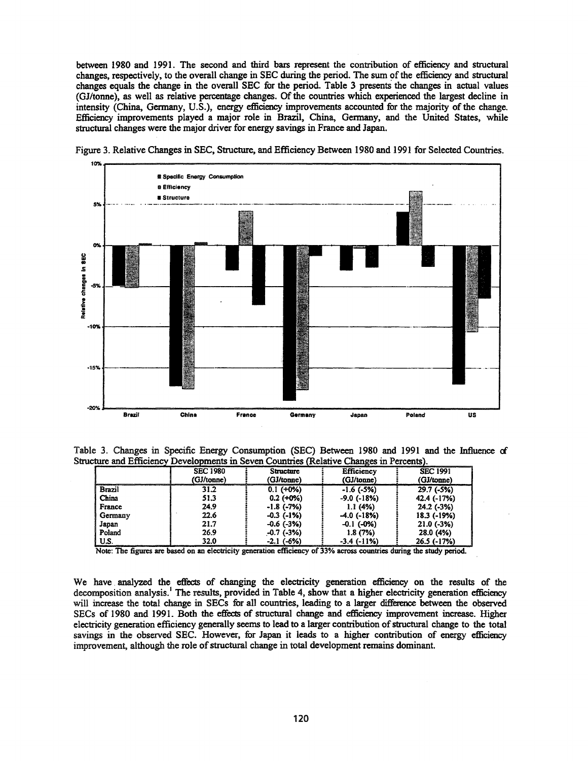between 1980 and 1991. The second and third bars represent the contribution of efficiency and structural changes, respectively, to the overall change in SEC during the period. The sum of the efficiency and structural changes equals the change in the overall SEC for the period. Table 3 presents the changes in actual values (GJ/tonne), as well as relative percentage changes. Of the countries which experienced the largest decline in intensity (China, Germany, U.S.), energy efficiency improvements accounted for the majority of the change. Efficiency improvements played a major role in Brazil, China, Germany, and the United States, while structural changes were the major driver for energy savings in France and Japan.

Figure 3. Relative Changes in SEC, Structure, and Efficiency Between 1980 and 1991 for Selected Countries.

Table 3. Changes in Specific Energy Consumption (SEC) Between 1980 and 1991 and the Influence of Structure and Efficiency Developments in Seven Countries (Relative Changes in Percents).

| | SEC 1980 (GJ/tonne) | Structure (GJ/tonne) | Efficiency (GJ/tonne) | SEC 1991 (GJ/tonne) |
|---|---|---|---|---|
| Brazil | 31.2 | 0.1 (+0%) | -1.6 (-5%) | 29.7 (-5%) |
| China | 51.3 | 0.2 (+0%) | -9.0 (-18%) | 42.4 (-17%) |
| France | 24.9 | -1.8 (-7%) | 1.1 (4%) | 24.2 (-3%) |
| Germany | 22.6 | -0.3 (-1%) | -4.0 (-18%) | 18.3 (-19%) |
| Japan | 21.7 | -0.6 (-3%) | -0.1 (-0%) | 21.0 (-3%) |
| Poland | 26.9 | -0.7 (-3%) | 1.8 (7%) | 28.0 (4%) |
| U.S. | 32.0 | -2.1 (-6%) | -3.4 (-11%) | 26.5 (-17%) |

Note: The figures are based on an electricity generation efficiency of 33% across countries during the study period.

We have analyzed the effects of changing the electricity generation efficiency on the results of the decomposition analysis.[1] The results, provided in Table 4, show that a higher electricity generation efficiency will increase the total change in SECs for all countries, leading to a larger difference between the observed SECs of 1980 and 1991. Both the effects of structural change and efficiency improvement increase. Higher electricity generation efficiency generally seems to lead to a larger contribution of structural change to the total savings in the observed SEC. However, for Japan it leads to a higher contribution of energy efficiency improvement, although the role of structural change in total development remains dominant.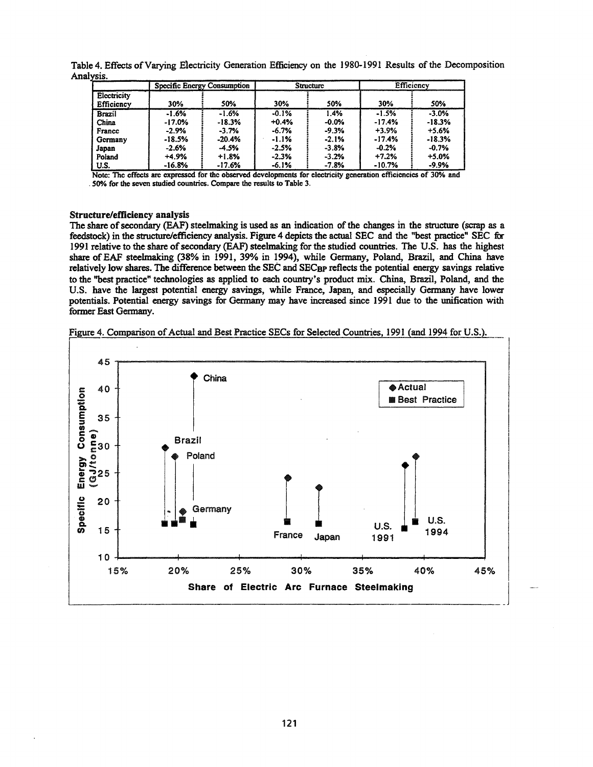Table 4. Effects of Varying Electricity Generation Efficiency on the 1980-1991 Results of the Decomposition Analysis.

| | Specific Energy Consumption | | Structure | | Efficiency | |
|---|---|---|---|---|---|---|
| Electricity Efficiency | 30% | 50% | 30% | 50% | 30% | 50% |
| Brazil | -1.6% | -1.6% | -0.1% | 1.4% | -1.5% | -3.0% |
| China | -17.0% | -18.3% | +0.4% | -0.0% | -17.4% | -18.3% |
| France | -2.9% | -3.7% | -6.7% | -9.3% | +3.9% | +5.6% |
| Germany | -18.5% | -20.4% | -1.1% | -2.1% | -17.4% | -18.3% |
| Japan | -2.6% | -4.5% | -2.5% | -3.8% | -0.2% | -0.7% |
| Poland | +4.9% | +1.8% | -2.3% | -3.2% | +7.2% | +5.0% |
| U.S. | -16.8% | -17.6% | -6.1% | -7.8% | -10.7% | -9.9% |

Note: The effects are expressed for the observed developments for electricity generation efficiencies of 30% and 50% for the seven studied countries. Compare the results to Table 3.

**Structure/efficiency analysis**

The share of secondary (EAF) steelmaking is used as an indication of the changes in the structure (scrap as a feedstock) in the structure/efficiency analysis. Figure 4 depicts the actual SEC and the "best practice" SEC for 1991 relative to the share of secondary (EAF) steelmaking for the studied countries. The U.S. has the highest share of EAF steelmaking (38% in 1991, 39% in 1994), while Germany, Poland, Brazil, and China have relatively low shares. The difference between the SEC and $SEC_{BP}$ reflects the potential energy savings relative to the "best practice" technologies as applied to each country's product mix. China, Brazil, Poland, and the U.S. have the largest potential energy savings, while France, Japan, and especially Germany have lower potentials. Potential energy savings for Germany may have increased since 1991 due to the unification with former East Germany.

Figure 4. Comparison of Actual and Best Practice SECs for Selected Countries, 1991 (and 1994 for U.S.).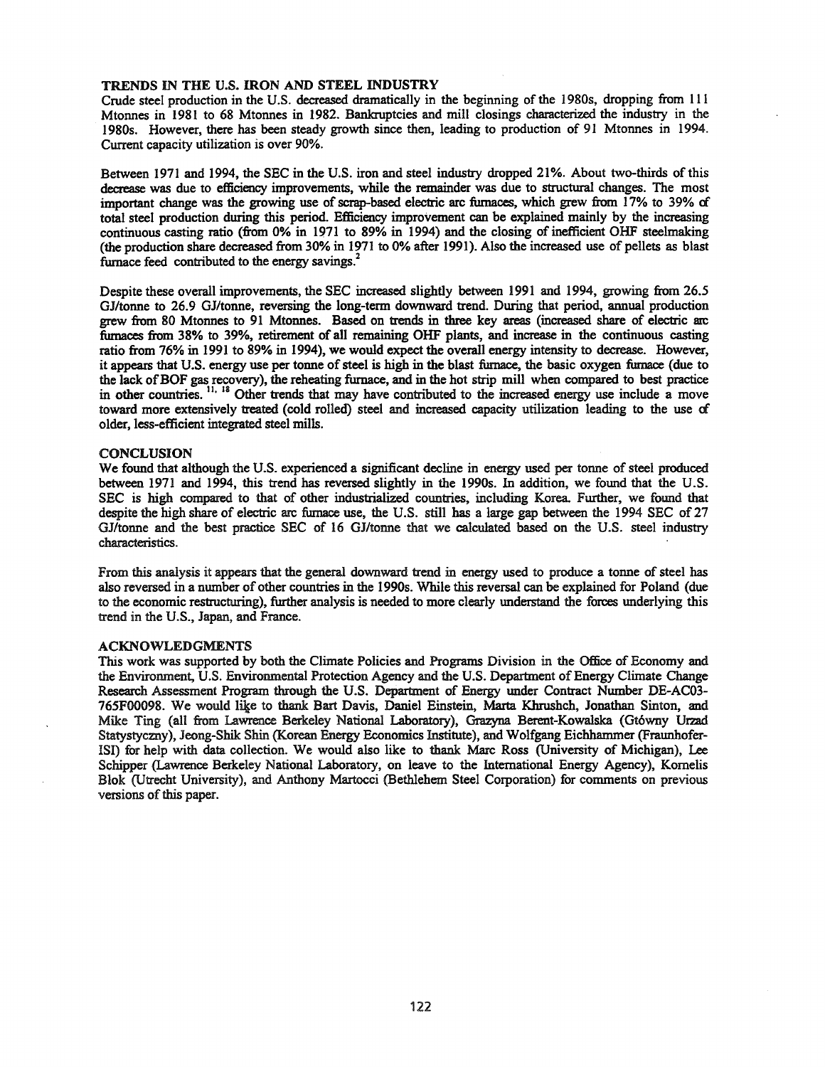## TRENDS IN THE U.S. IRON AND STEEL INDUSTRY

Crude steel production in the U.S. decreased dramatically in the beginning of the 1980s, dropping from 111 Mtonnes in 1981 to 68 Mtonnes in 1982. Bankruptcies and mill closings characterized the industry in the 1980s. However, there has been steady growth since then, leading to production of 91 Mtonnes in 1994. Current capacity utilization is over 90%.

Between 1971 and 1994, the SEC in the U.S. iron and steel industry dropped 21%. About two-thirds of this decrease was due to efficiency improvements, while the remainder was due to structural changes. The most important change was the growing use of scrap-based electric arc furnaces, which grew from 17% to 39% of total steel production during this period. Efficiency improvement can be explained mainly by the increasing continuous casting ratio (from 0% in 1971 to 89% in 1994) and the closing of inefficient OHF steelmaking (the production share decreased from 30% in 1971 to 0% after 1991). Also the increased use of pellets as blast furnace feed contributed to the energy savings.[2]

Despite these overall improvements, the SEC increased slightly between 1991 and 1994, growing from 26.5 GJ/tonne to 26.9 GJ/tonne, reversing the long-term downward trend. During that period, annual production grew from 80 Mtonnes to 91 Mtonnes. Based on trends in three key areas (increased share of electric arc furnaces from 38% to 39%, retirement of all remaining OHF plants, and increase in the continuous casting ratio from 76% in 1991 to 89% in 1994), we would expect the overall energy intensity to decrease. However, it appears that U.S. energy use per tonne of steel is high in the blast furnace, the basic oxygen furnace (due to the lack of BOF gas recovery), the reheating furnace, and in the hot strip mill when compared to best practice in other countries.[11, 18] Other trends that may have contributed to the increased energy use include a move toward more extensively treated (cold rolled) steel and increased capacity utilization leading to the use of older, less-efficient integrated steel mills.

## CONCLUSION

We found that although the U.S. experienced a significant decline in energy used per tonne of steel produced between 1971 and 1994, this trend has reversed slightly in the 1990s. In addition, we found that the U.S. SEC is high compared to that of other industrialized countries, including Korea. Further, we found that despite the high share of electric arc furnace use, the U.S. still has a large gap between the 1994 SEC of 27 GJ/tonne and the best practice SEC of 16 GJ/tonne that we calculated based on the U.S. steel industry characteristics.

From this analysis it appears that the general downward trend in energy used to produce a tonne of steel has also reversed in a number of other countries in the 1990s. While this reversal can be explained for Poland (due to the economic restructuring), further analysis is needed to more clearly understand the forces underlying this trend in the U.S., Japan, and France.

## ACKNOWLEDGMENTS

This work was supported by both the Climate Policies and Programs Division in the Office of Economy and the Environment, U.S. Environmental Protection Agency and the U.S. Department of Energy Climate Change Research Assessment Program through the U.S. Department of Energy under Contract Number DE-AC03-765F00098. We would like to thank Bart Davis, Daniel Einstein, Marta Khrushch, Jonathan Sinton, and Mike Ting (all from Lawrence Berkeley National Laboratory), Grazyna Berent-Kowalska (Gtówny Urzad Statystyczny), Jeong-Shik Shin (Korean Energy Economics Institute), and Wolfgang Eichhammer (Fraunhofer-ISI) for help with data collection. We would also like to thank Marc Ross (University of Michigan), Lee Schipper (Lawrence Berkeley National Laboratory, on leave to the International Energy Agency), Kornelis Blok (Utrecht University), and Anthony Martocci (Bethlehem Steel Corporation) for comments on previous versions of this paper.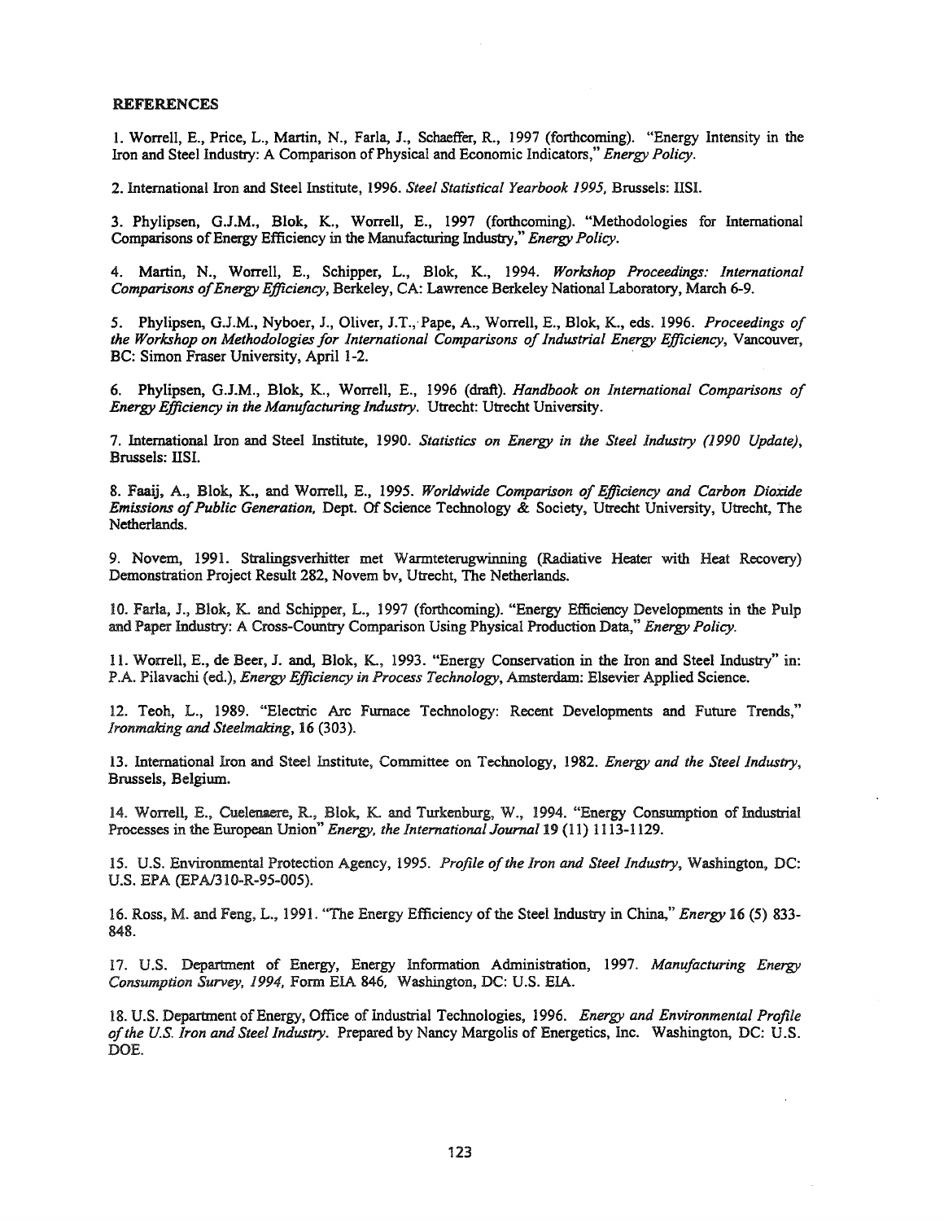## REFERENCES

1. Worrell, E., Price, L., Martin, N., Farla, J., Schaeffer, R., 1997 (forthcoming). "Energy Intensity in the Iron and Steel Industry: A Comparison of Physical and Economic Indicators," *Energy Policy*.

2. International Iron and Steel Institute, 1996. *Steel Statistical Yearbook 1995*, Brussels: IISI.

3. Phylipsen, G.J.M., Blok, K., Worrell, E., 1997 (forthcoming). "Methodologies for International Comparisons of Energy Efficiency in the Manufacturing Industry," *Energy Policy*.

4. Martin, N., Worrell, E., Schipper, L., Blok, K., 1994. *Workshop Proceedings: International Comparisons of Energy Efficiency*, Berkeley, CA: Lawrence Berkeley National Laboratory, March 6-9.

5. Phylipsen, G.J.M., Nyboer, J., Oliver, J.T., Pape, A., Worrell, E., Blok, K., eds. 1996. *Proceedings of the Workshop on Methodologies for International Comparisons of Industrial Energy Efficiency*, Vancouver, BC: Simon Fraser University, April 1-2.

6. Phylipsen, G.J.M., Blok, K., Worrell, E., 1996 (draft). *Handbook on International Comparisons of Energy Efficiency in the Manufacturing Industry*. Utrecht: Utrecht University.

7. International Iron and Steel Institute, 1990. *Statistics on Energy in the Steel Industry (1990 Update)*, Brussels: IISI.

8. Faaij, A., Blok, K., and Worrell, E., 1995. *Worldwide Comparison of Efficiency and Carbon Dioxide Emissions of Public Generation*, Dept. Of Science Technology & Society, Utrecht University, Utrecht, The Netherlands.

9. Novem, 1991. Stralingsverhitter met Warmteterugwinning (Radiative Heater with Heat Recovery) Demonstration Project Result 282, Novem bv, Utrecht, The Netherlands.

10. Farla, J., Blok, K. and Schipper, L., 1997 (forthcoming). "Energy Efficiency Developments in the Pulp and Paper Industry: A Cross-Country Comparison Using Physical Production Data," *Energy Policy*.

11. Worrell, E., de Beer, J. and, Blok, K., 1993. "Energy Conservation in the Iron and Steel Industry" in: P.A. Pilavachi (ed.), *Energy Efficiency in Process Technology*, Amsterdam: Elsevier Applied Science.

12. Teoh, L., 1989. "Electric Arc Furnace Technology: Recent Developments and Future Trends," *Ironmaking and Steelmaking*, 16 (303).

13. International Iron and Steel Institute, Committee on Technology, 1982. *Energy and the Steel Industry*, Brussels, Belgium.

14. Worrell, E., Cuelenaere, R., Blok, K. and Turkenburg, W., 1994. "Energy Consumption of Industrial Processes in the European Union" *Energy, the International Journal* 19 (11) 1113-1129.

15. U.S. Environmental Protection Agency, 1995. *Profile of the Iron and Steel Industry*, Washington, DC: U.S. EPA (EPA/310-R-95-005).

16. Ross, M. and Feng, L., 1991. "The Energy Efficiency of the Steel Industry in China," *Energy* 16 (5) 833-848.

17. U.S. Department of Energy, Energy Information Administration, 1997. *Manufacturing Energy Consumption Survey, 1994*, Form EIA 846, Washington, DC: U.S. EIA.

18. U.S. Department of Energy, Office of Industrial Technologies, 1996. *Energy and Environmental Profile of the U.S. Iron and Steel Industry*. Prepared by Nancy Margolis of Energetics, Inc. Washington, DC: U.S. DOE.